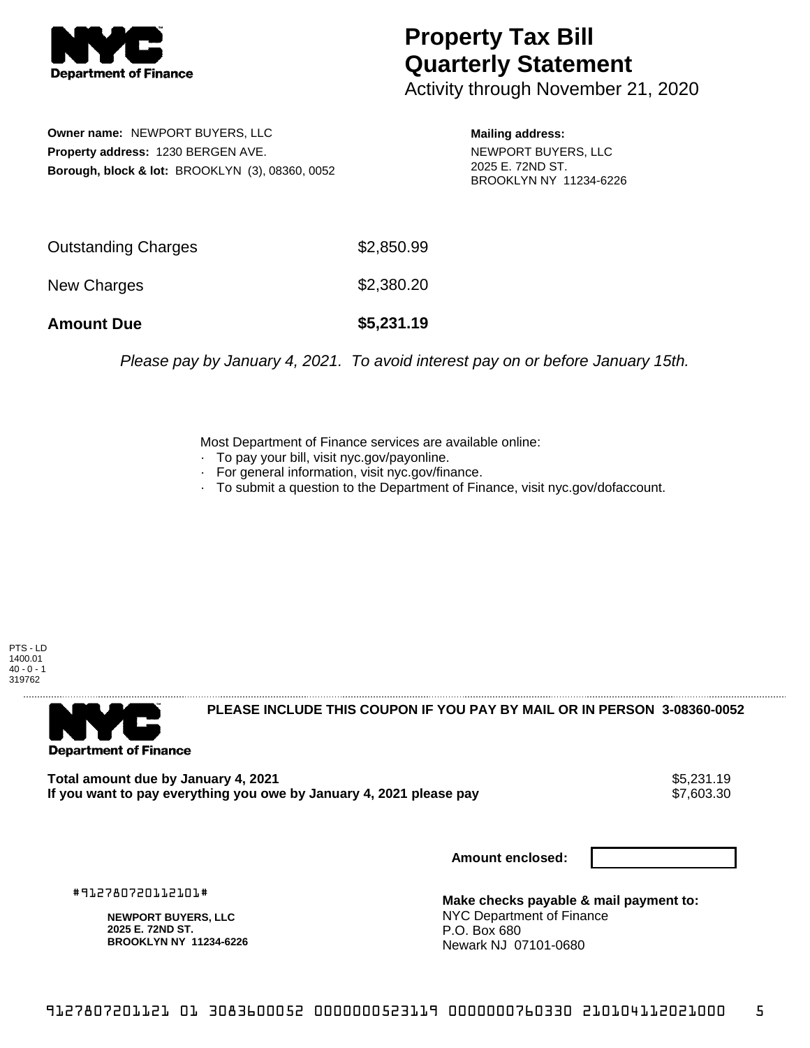NYC Department of Finance

# Property Tax Bill Quarterly Statement

Activity through November 21, 2020

**Owner name:** NEWPORT BUYERS, LLC
**Property address:** 1230 BERGEN AVE.
**Borough, block & lot:** BROOKLYN (3), 08360, 0052

**Mailing address:**
NEWPORT BUYERS, LLC
2025 E. 72ND ST.
BROOKLYN NY 11234-6226

| | |
|---|---|
| Outstanding Charges | $2,850.99 |
| New Charges | $2,380.20 |
| **Amount Due** | **$5,231.19** |

*Please pay by January 4, 2021. To avoid interest pay on or before January 15th.*

Most Department of Finance services are available online:

- To pay your bill, visit nyc.gov/payonline.
- For general information, visit nyc.gov/finance.
- To submit a question to the Department of Finance, visit nyc.gov/dofaccount.

PTS - LD
1400.01
40 - 0 - 1
319762

---

NYC Department of Finance

**PLEASE INCLUDE THIS COUPON IF YOU PAY BY MAIL OR IN PERSON 3-08360-0052**

| | |
|---|---|
| **Total amount due by January 4, 2021** | $5,231.19 |
| **If you want to pay everything you owe by January 4, 2021 please pay** | $7,603.30 |

**Amount enclosed:**

#912780720112101#

**NEWPORT BUYERS, LLC**
**2025 E. 72ND ST.**
**BROOKLYN NY 11234-6226**

**Make checks payable & mail payment to:**
NYC Department of Finance
P.O. Box 680
Newark NJ 07101-0680

9127807201121 01 3083600052 0000000523119 0000000760330 210104112021000 5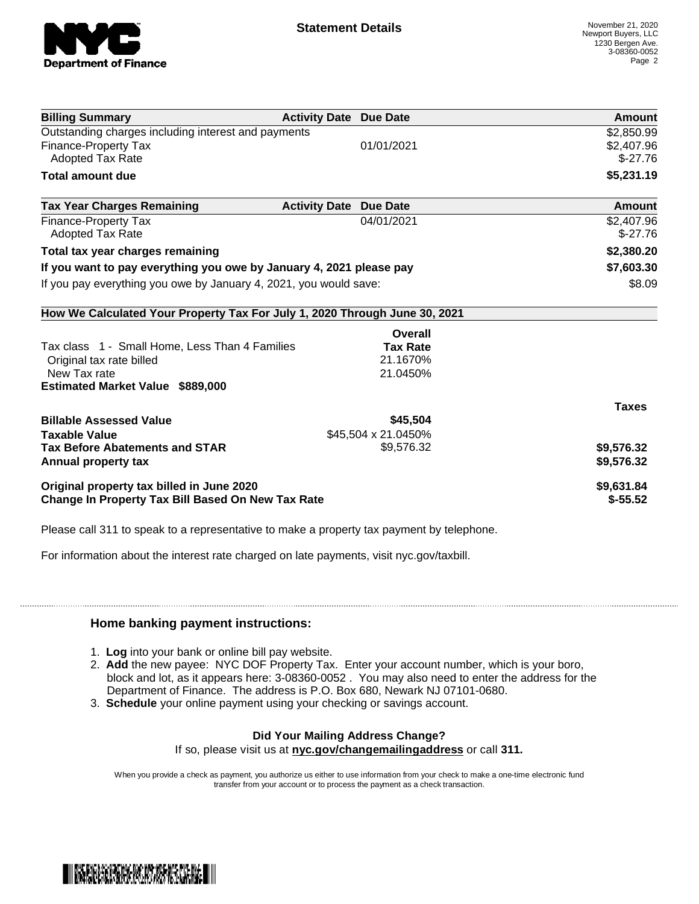## Statement Details

November 21, 2020
Newport Buyers, LLC
1230 Bergen Ave.
3-08360-0052

| Billing Summary | Activity Date | Due Date | Amount |
|---|---|---|---|
| Outstanding charges including interest and payments | | | $2,850.99 |
| Finance-Property Tax | | 01/01/2021 | $2,407.96 |
| Adopted Tax Rate | | | $-27.76 |
| **Total amount due** | | | **$5,231.19** |

| Tax Year Charges Remaining | Activity Date | Due Date | Amount |
|---|---|---|---|
| Finance-Property Tax | | 04/01/2021 | $2,407.96 |
| Adopted Tax Rate | | | $-27.76 |
| **Total tax year charges remaining** | | | **$2,380.20** |
| **If you want to pay everything you owe by January 4, 2021 please pay** | | | **$7,603.30** |
| If you pay everything you owe by January 4, 2021, you would save: | | | $8.09 |

**How We Calculated Your Property Tax For July 1, 2020 Through June 30, 2021**

| | Overall Tax Rate | Taxes |
|---|---|---|
| Tax class 1 - Small Home, Less Than 4 Families | | |
| Original tax rate billed | 21.1670% | |
| New Tax rate | 21.0450% | |
| **Estimated Market Value $889,000** | | |
| **Billable Assessed Value** | **$45,504** | |
| **Taxable Value** | $45,504 x 21.0450% | |
| **Tax Before Abatements and STAR** | $9,576.32 | **$9,576.32** |
| **Annual property tax** | | **$9,576.32** |
| **Original property tax billed in June 2020** | | **$9,631.84** |
| **Change In Property Tax Bill Based On New Tax Rate** | | **$-55.52** |

Please call 311 to speak to a representative to make a property tax payment by telephone.

For information about the interest rate charged on late payments, visit nyc.gov/taxbill.

### Home banking payment instructions:

1. **Log** into your bank or online bill pay website.
2. **Add** the new payee: NYC DOF Property Tax. Enter your account number, which is your boro, block and lot, as it appears here: 3-08360-0052 . You may also need to enter the address for the Department of Finance. The address is P.O. Box 680, Newark NJ 07101-0680.
3. **Schedule** your online payment using your checking or savings account.

**Did Your Mailing Address Change?**
If so, please visit us at **nyc.gov/changemailingaddress** or call **311.**

When you provide a check as payment, you authorize us either to use information from your check to make a one-time electronic fund transfer from your account or to process the payment as a check transaction.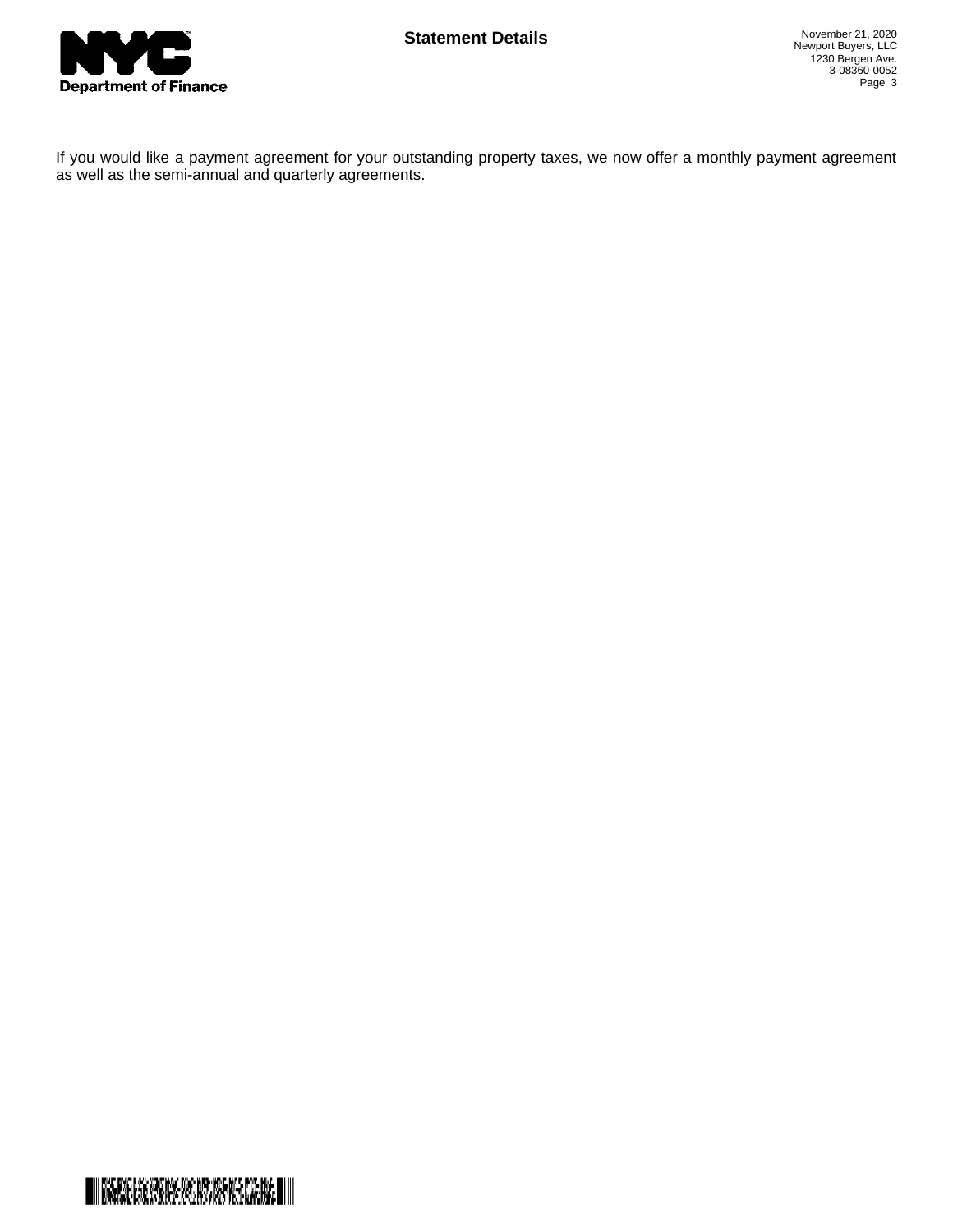If you would like a payment agreement for your outstanding property taxes, we now offer a monthly payment agreement as well as the semi-annual and quarterly agreements.